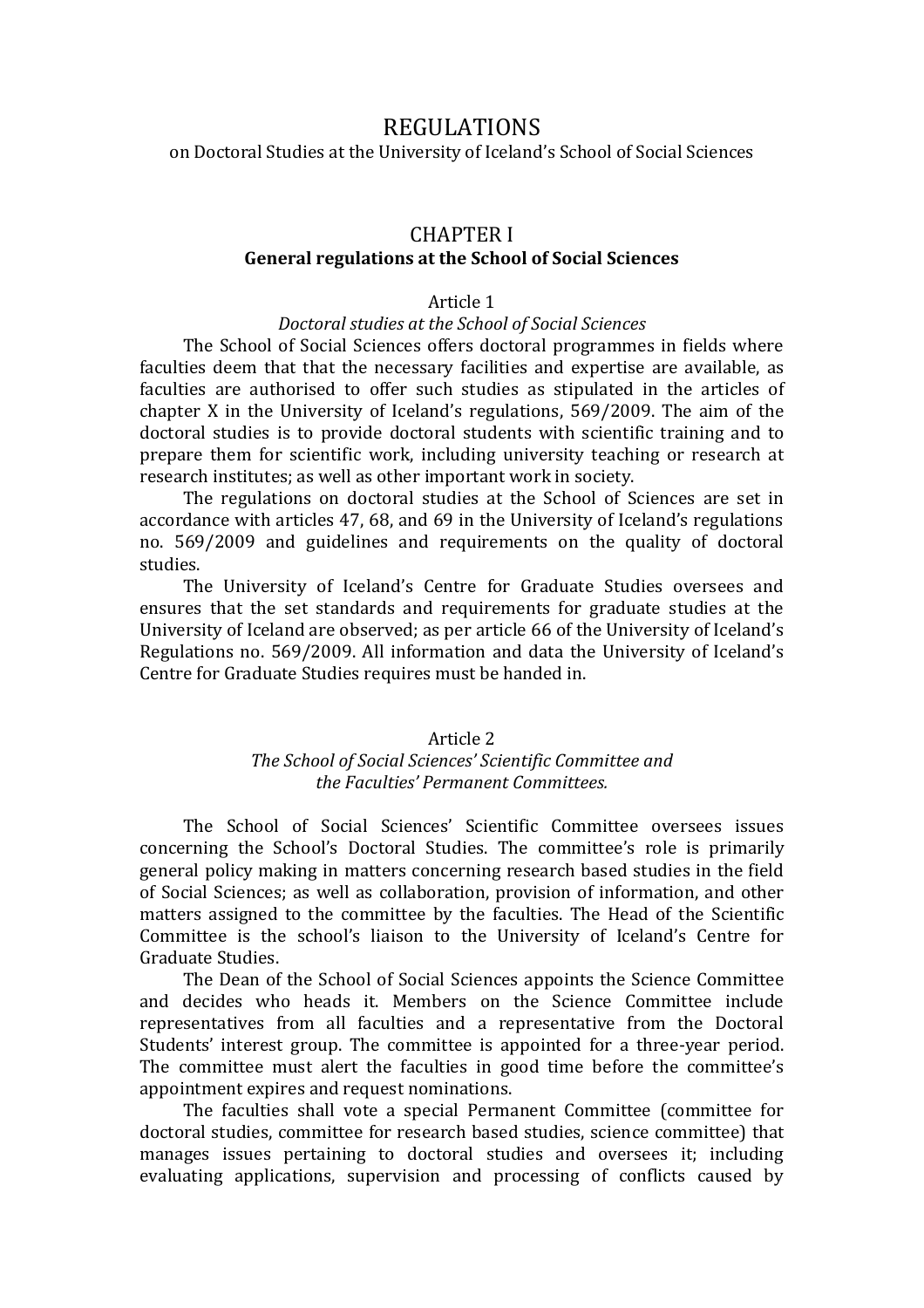# REGULATIONS

on Doctoral Studies at the University of Iceland's School of Social Sciences

## CHAPTER I

**General regulations at the School of Social Sciences**

### Article 1

*Doctoral studies at the School of Social Sciences*

The School of Social Sciences offers doctoral programmes in fields where faculties deem that that the necessary facilities and expertise are available, as faculties are authorised to offer such studies as stipulated in the articles of chapter X in the University of Iceland's regulations, 569/2009. The aim of the doctoral studies is to provide doctoral students with scientific training and to prepare them for scientific work, including university teaching or research at research institutes; as well as other important work in society.

The regulations on doctoral studies at the School of Sciences are set in accordance with articles 47, 68, and 69 in the University of Iceland's regulations no. 569/2009 and guidelines and requirements on the quality of doctoral studies.

The University of Iceland's Centre for Graduate Studies oversees and ensures that the set standards and requirements for graduate studies at the University of Iceland are observed; as per article 66 of the University of Iceland's Regulations no. 569/2009. All information and data the University of Iceland's Centre for Graduate Studies requires must be handed in.

### Article 2

*The School of Social Sciences' Scientific Committee and the Faculties' Permanent Committees.*

The School of Social Sciences' Scientific Committee oversees issues concerning the School's Doctoral Studies. The committee's role is primarily general policy making in matters concerning research based studies in the field of Social Sciences; as well as collaboration, provision of information, and other matters assigned to the committee by the faculties. The Head of the Scientific Committee is the school's liaison to the University of Iceland's Centre for Graduate Studies.

The Dean of the School of Social Sciences appoints the Science Committee and decides who heads it. Members on the Science Committee include representatives from all faculties and a representative from the Doctoral Students' interest group. The committee is appointed for a three-year period. The committee must alert the faculties in good time before the committee's appointment expires and request nominations.

The faculties shall vote a special Permanent Committee (committee for doctoral studies, committee for research based studies, science committee) that manages issues pertaining to doctoral studies and oversees it; including evaluating applications, supervision and processing of conflicts caused by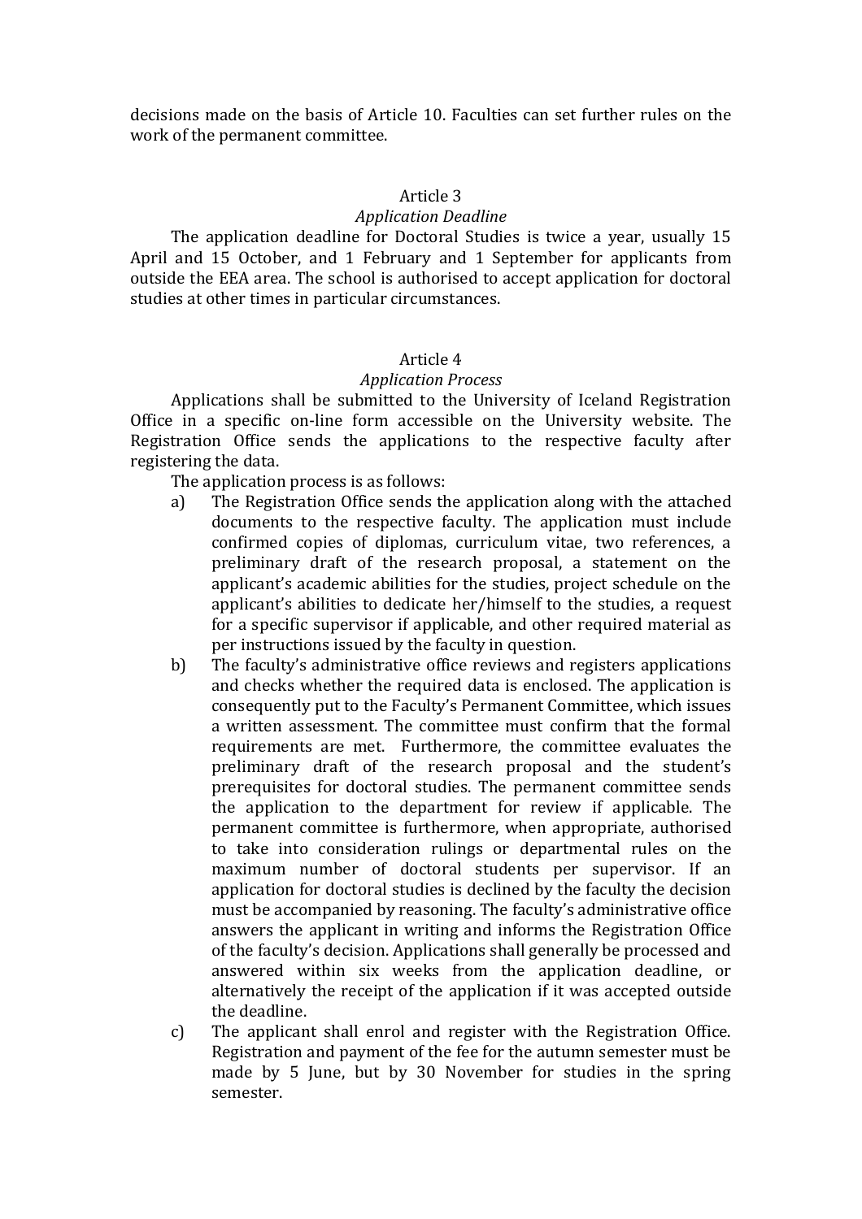decisions made on the basis of Article 10. Faculties can set further rules on the work of the permanent committee.

## Article 3

### *Application Deadline*

The application deadline for Doctoral Studies is twice a year, usually 15 April and 15 October, and 1 February and 1 September for applicants from outside the EEA area. The school is authorised to accept application for doctoral studies at other times in particular circumstances.

## Article 4

### *Application Process*

Applications shall be submitted to the University of Iceland Registration Office in a specific on-line form accessible on the University website. The Registration Office sends the applications to the respective faculty after registering the data.

The application process is as follows:

a) The Registration Office sends the application along with the attached documents to the respective faculty. The application must include confirmed copies of diplomas, curriculum vitae, two references, a preliminary draft of the research proposal, a statement on the applicant's academic abilities for the studies, project schedule on the applicant's abilities to dedicate her/himself to the studies, a request for a specific supervisor if applicable, and other required material as per instructions issued by the faculty in question.

b) The faculty's administrative office reviews and registers applications and checks whether the required data is enclosed. The application is consequently put to the Faculty's Permanent Committee, which issues a written assessment. The committee must confirm that the formal requirements are met. Furthermore, the committee evaluates the preliminary draft of the research proposal and the student's prerequisites for doctoral studies. The permanent committee sends the application to the department for review if applicable. The permanent committee is furthermore, when appropriate, authorised to take into consideration rulings or departmental rules on the maximum number of doctoral students per supervisor. If an application for doctoral studies is declined by the faculty the decision must be accompanied by reasoning. The faculty's administrative office answers the applicant in writing and informs the Registration Office of the faculty's decision. Applications shall generally be processed and answered within six weeks from the application deadline, or alternatively the receipt of the application if it was accepted outside the deadline.

c) The applicant shall enrol and register with the Registration Office. Registration and payment of the fee for the autumn semester must be made by 5 June, but by 30 November for studies in the spring semester.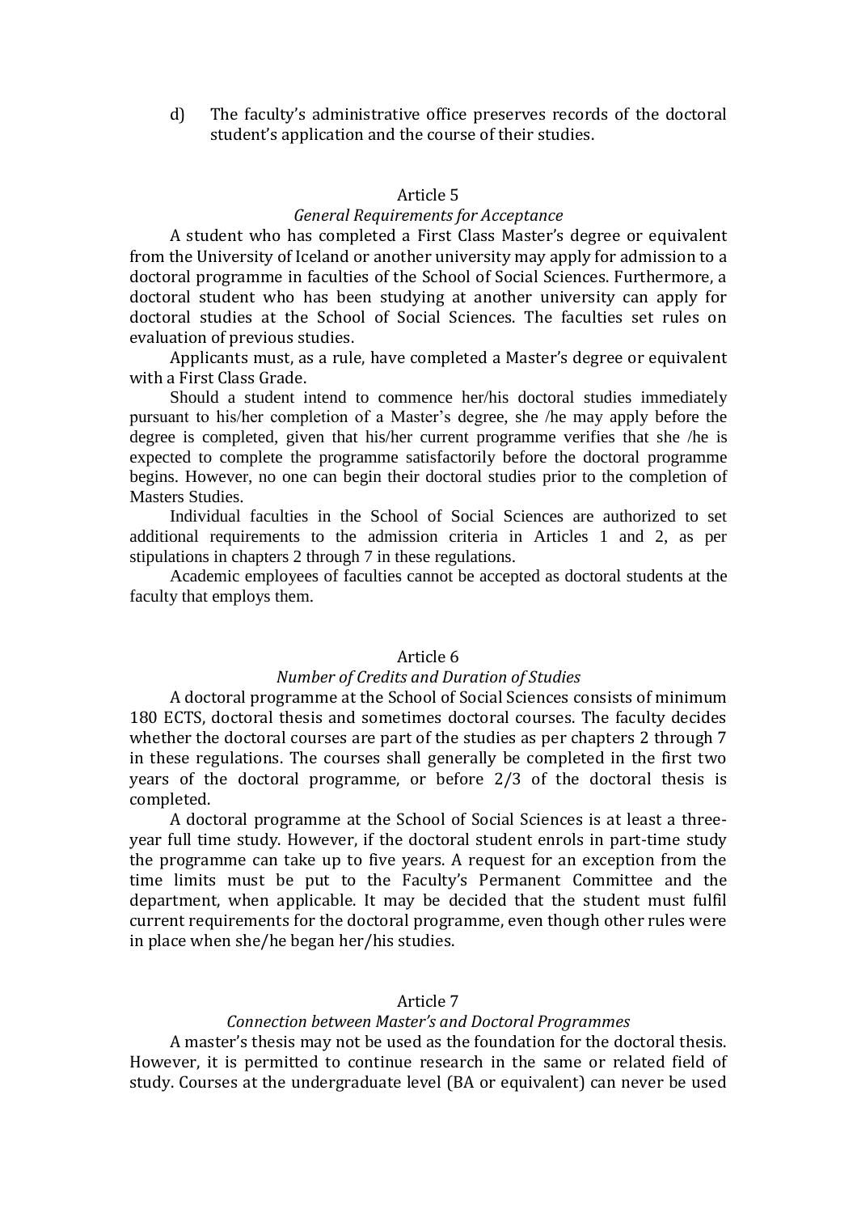d) The faculty's administrative office preserves records of the doctoral student's application and the course of their studies.

## Article 5

### *General Requirements for Acceptance*

A student who has completed a First Class Master's degree or equivalent from the University of Iceland or another university may apply for admission to a doctoral programme in faculties of the School of Social Sciences. Furthermore, a doctoral student who has been studying at another university can apply for doctoral studies at the School of Social Sciences. The faculties set rules on evaluation of previous studies.

Applicants must, as a rule, have completed a Master's degree or equivalent with a First Class Grade.

Should a student intend to commence her/his doctoral studies immediately pursuant to his/her completion of a Master's degree, she /he may apply before the degree is completed, given that his/her current programme verifies that she /he is expected to complete the programme satisfactorily before the doctoral programme begins. However, no one can begin their doctoral studies prior to the completion of Masters Studies.

Individual faculties in the School of Social Sciences are authorized to set additional requirements to the admission criteria in Articles 1 and 2, as per stipulations in chapters 2 through 7 in these regulations.

Academic employees of faculties cannot be accepted as doctoral students at the faculty that employs them.

## Article 6

### *Number of Credits and Duration of Studies*

A doctoral programme at the School of Social Sciences consists of minimum 180 ECTS, doctoral thesis and sometimes doctoral courses. The faculty decides whether the doctoral courses are part of the studies as per chapters 2 through 7 in these regulations. The courses shall generally be completed in the first two years of the doctoral programme, or before 2/3 of the doctoral thesis is completed.

A doctoral programme at the School of Social Sciences is at least a three-year full time study. However, if the doctoral student enrols in part-time study the programme can take up to five years. A request for an exception from the time limits must be put to the Faculty's Permanent Committee and the department, when applicable. It may be decided that the student must fulfil current requirements for the doctoral programme, even though other rules were in place when she/he began her/his studies.

## Article 7

### *Connection between Master's and Doctoral Programmes*

A master's thesis may not be used as the foundation for the doctoral thesis. However, it is permitted to continue research in the same or related field of study. Courses at the undergraduate level (BA or equivalent) can never be used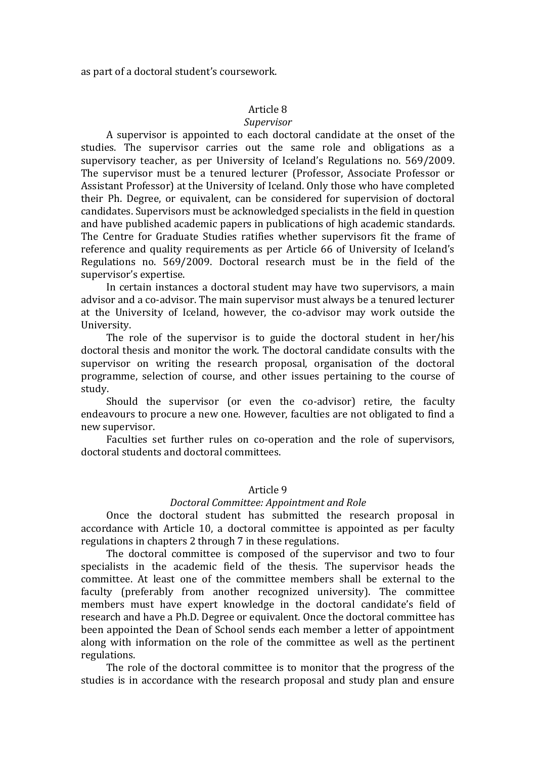as part of a doctoral student's coursework.

## Article 8

*Supervisor*

A supervisor is appointed to each doctoral candidate at the onset of the studies. The supervisor carries out the same role and obligations as a supervisory teacher, as per University of Iceland's Regulations no. 569/2009. The supervisor must be a tenured lecturer (Professor, Associate Professor or Assistant Professor) at the University of Iceland. Only those who have completed their Ph. Degree, or equivalent, can be considered for supervision of doctoral candidates. Supervisors must be acknowledged specialists in the field in question and have published academic papers in publications of high academic standards. The Centre for Graduate Studies ratifies whether supervisors fit the frame of reference and quality requirements as per Article 66 of University of Iceland's Regulations no. 569/2009. Doctoral research must be in the field of the supervisor's expertise.

In certain instances a doctoral student may have two supervisors, a main advisor and a co-advisor. The main supervisor must always be a tenured lecturer at the University of Iceland, however, the co-advisor may work outside the University.

The role of the supervisor is to guide the doctoral student in her/his doctoral thesis and monitor the work. The doctoral candidate consults with the supervisor on writing the research proposal, organisation of the doctoral programme, selection of course, and other issues pertaining to the course of study.

Should the supervisor (or even the co-advisor) retire, the faculty endeavours to procure a new one. However, faculties are not obligated to find a new supervisor.

Faculties set further rules on co-operation and the role of supervisors, doctoral students and doctoral committees.

## Article 9

*Doctoral Committee: Appointment and Role*

Once the doctoral student has submitted the research proposal in accordance with Article 10, a doctoral committee is appointed as per faculty regulations in chapters 2 through 7 in these regulations.

The doctoral committee is composed of the supervisor and two to four specialists in the academic field of the thesis. The supervisor heads the committee. At least one of the committee members shall be external to the faculty (preferably from another recognized university). The committee members must have expert knowledge in the doctoral candidate's field of research and have a Ph.D. Degree or equivalent. Once the doctoral committee has been appointed the Dean of School sends each member a letter of appointment along with information on the role of the committee as well as the pertinent regulations.

The role of the doctoral committee is to monitor that the progress of the studies is in accordance with the research proposal and study plan and ensure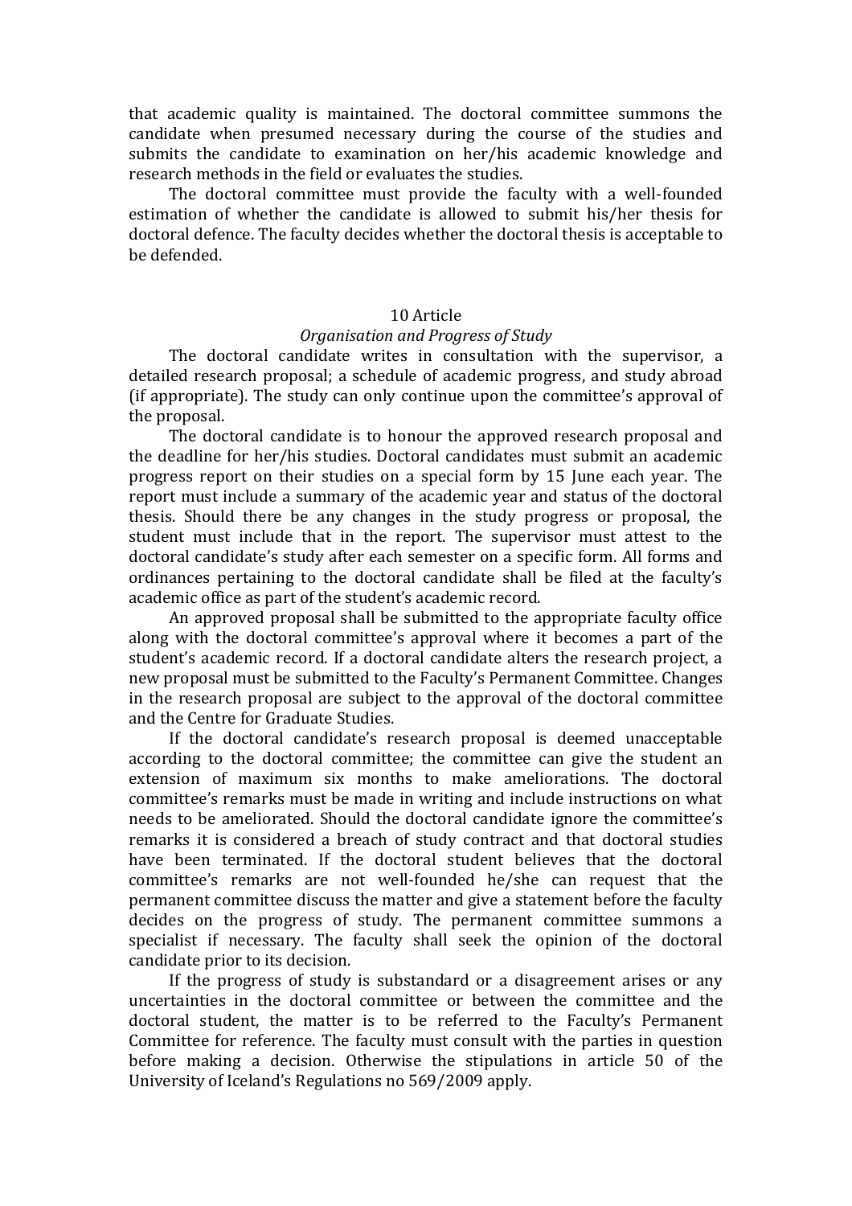that academic quality is maintained. The doctoral committee summons the candidate when presumed necessary during the course of the studies and submits the candidate to examination on her/his academic knowledge and research methods in the field or evaluates the studies.

The doctoral committee must provide the faculty with a well-founded estimation of whether the candidate is allowed to submit his/her thesis for doctoral defence. The faculty decides whether the doctoral thesis is acceptable to be defended.

## 10 Article

### *Organisation and Progress of Study*

The doctoral candidate writes in consultation with the supervisor, a detailed research proposal; a schedule of academic progress, and study abroad (if appropriate). The study can only continue upon the committee's approval of the proposal.

The doctoral candidate is to honour the approved research proposal and the deadline for her/his studies. Doctoral candidates must submit an academic progress report on their studies on a special form by 15 June each year. The report must include a summary of the academic year and status of the doctoral thesis. Should there be any changes in the study progress or proposal, the student must include that in the report. The supervisor must attest to the doctoral candidate's study after each semester on a specific form. All forms and ordinances pertaining to the doctoral candidate shall be filed at the faculty's academic office as part of the student's academic record.

An approved proposal shall be submitted to the appropriate faculty office along with the doctoral committee's approval where it becomes a part of the student's academic record. If a doctoral candidate alters the research project, a new proposal must be submitted to the Faculty's Permanent Committee. Changes in the research proposal are subject to the approval of the doctoral committee and the Centre for Graduate Studies.

If the doctoral candidate's research proposal is deemed unacceptable according to the doctoral committee; the committee can give the student an extension of maximum six months to make ameliorations. The doctoral committee's remarks must be made in writing and include instructions on what needs to be ameliorated. Should the doctoral candidate ignore the committee's remarks it is considered a breach of study contract and that doctoral studies have been terminated. If the doctoral student believes that the doctoral committee's remarks are not well-founded he/she can request that the permanent committee discuss the matter and give a statement before the faculty decides on the progress of study. The permanent committee summons a specialist if necessary. The faculty shall seek the opinion of the doctoral candidate prior to its decision.

If the progress of study is substandard or a disagreement arises or any uncertainties in the doctoral committee or between the committee and the doctoral student, the matter is to be referred to the Faculty's Permanent Committee for reference. The faculty must consult with the parties in question before making a decision. Otherwise the stipulations in article 50 of the University of Iceland's Regulations no 569/2009 apply.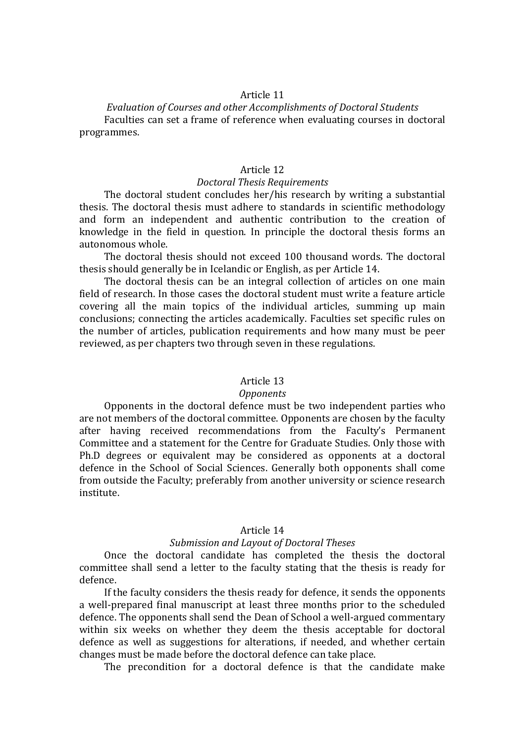## Article 11

*Evaluation of Courses and other Accomplishments of Doctoral Students*

Faculties can set a frame of reference when evaluating courses in doctoral programmes.

## Article 12

*Doctoral Thesis Requirements*

The doctoral student concludes her/his research by writing a substantial thesis. The doctoral thesis must adhere to standards in scientific methodology and form an independent and authentic contribution to the creation of knowledge in the field in question. In principle the doctoral thesis forms an autonomous whole.

The doctoral thesis should not exceed 100 thousand words. The doctoral thesis should generally be in Icelandic or English, as per Article 14.

The doctoral thesis can be an integral collection of articles on one main field of research. In those cases the doctoral student must write a feature article covering all the main topics of the individual articles, summing up main conclusions; connecting the articles academically. Faculties set specific rules on the number of articles, publication requirements and how many must be peer reviewed, as per chapters two through seven in these regulations.

## Article 13

*Opponents*

Opponents in the doctoral defence must be two independent parties who are not members of the doctoral committee. Opponents are chosen by the faculty after having received recommendations from the Faculty's Permanent Committee and a statement for the Centre for Graduate Studies. Only those with Ph.D degrees or equivalent may be considered as opponents at a doctoral defence in the School of Social Sciences. Generally both opponents shall come from outside the Faculty; preferably from another university or science research institute.

## Article 14

*Submission and Layout of Doctoral Theses*

Once the doctoral candidate has completed the thesis the doctoral committee shall send a letter to the faculty stating that the thesis is ready for defence.

If the faculty considers the thesis ready for defence, it sends the opponents a well-prepared final manuscript at least three months prior to the scheduled defence. The opponents shall send the Dean of School a well-argued commentary within six weeks on whether they deem the thesis acceptable for doctoral defence as well as suggestions for alterations, if needed, and whether certain changes must be made before the doctoral defence can take place.

The precondition for a doctoral defence is that the candidate make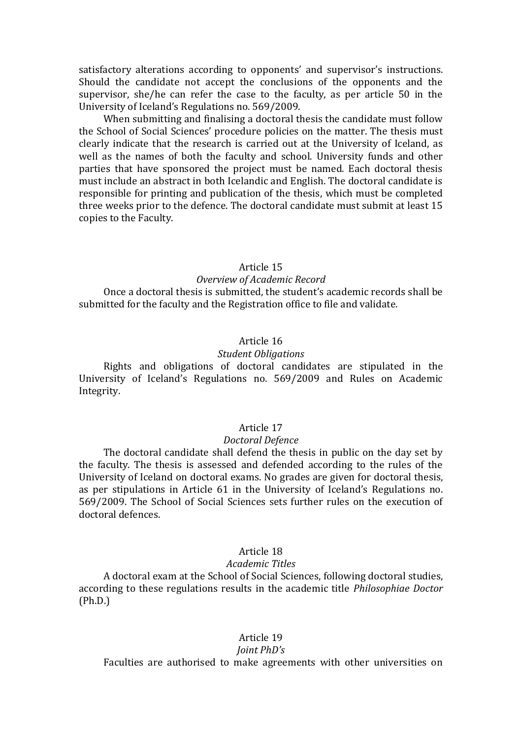satisfactory alterations according to opponents' and supervisor's instructions. Should the candidate not accept the conclusions of the opponents and the supervisor, she/he can refer the case to the faculty, as per article 50 in the University of Iceland's Regulations no. 569/2009.

When submitting and finalising a doctoral thesis the candidate must follow the School of Social Sciences' procedure policies on the matter. The thesis must clearly indicate that the research is carried out at the University of Iceland, as well as the names of both the faculty and school. University funds and other parties that have sponsored the project must be named. Each doctoral thesis must include an abstract in both Icelandic and English. The doctoral candidate is responsible for printing and publication of the thesis, which must be completed three weeks prior to the defence. The doctoral candidate must submit at least 15 copies to the Faculty.

### Article 15
*Overview of Academic Record*

Once a doctoral thesis is submitted, the student's academic records shall be submitted for the faculty and the Registration office to file and validate.

### Article 16
*Student Obligations*

Rights and obligations of doctoral candidates are stipulated in the University of Iceland's Regulations no. 569/2009 and Rules on Academic Integrity.

### Article 17
*Doctoral Defence*

The doctoral candidate shall defend the thesis in public on the day set by the faculty. The thesis is assessed and defended according to the rules of the University of Iceland on doctoral exams. No grades are given for doctoral thesis, as per stipulations in Article 61 in the University of Iceland's Regulations no. 569/2009. The School of Social Sciences sets further rules on the execution of doctoral defences.

### Article 18
*Academic Titles*

A doctoral exam at the School of Social Sciences, following doctoral studies, according to these regulations results in the academic title *Philosophiae Doctor* (Ph.D.)

### Article 19
*Joint PhD's*

Faculties are authorised to make agreements with other universities on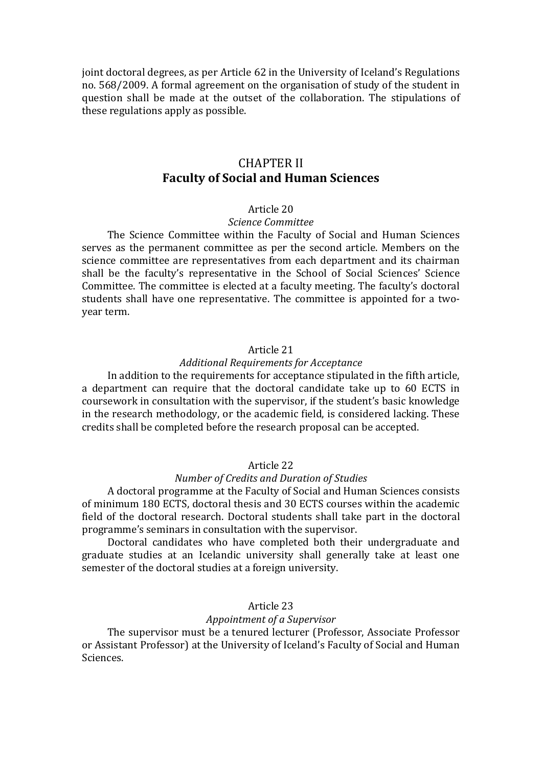joint doctoral degrees, as per Article 62 in the University of Iceland's Regulations no. 568/2009. A formal agreement on the organisation of study of the student in question shall be made at the outset of the collaboration. The stipulations of these regulations apply as possible.

## CHAPTER II
## Faculty of Social and Human Sciences

### Article 20
*Science Committee*

The Science Committee within the Faculty of Social and Human Sciences serves as the permanent committee as per the second article. Members on the science committee are representatives from each department and its chairman shall be the faculty's representative in the School of Social Sciences' Science Committee. The committee is elected at a faculty meeting. The faculty's doctoral students shall have one representative. The committee is appointed for a two-year term.

### Article 21
*Additional Requirements for Acceptance*

In addition to the requirements for acceptance stipulated in the fifth article, a department can require that the doctoral candidate take up to 60 ECTS in coursework in consultation with the supervisor, if the student's basic knowledge in the research methodology, or the academic field, is considered lacking. These credits shall be completed before the research proposal can be accepted.

### Article 22
*Number of Credits and Duration of Studies*

A doctoral programme at the Faculty of Social and Human Sciences consists of minimum 180 ECTS, doctoral thesis and 30 ECTS courses within the academic field of the doctoral research. Doctoral students shall take part in the doctoral programme's seminars in consultation with the supervisor.

Doctoral candidates who have completed both their undergraduate and graduate studies at an Icelandic university shall generally take at least one semester of the doctoral studies at a foreign university.

### Article 23
*Appointment of a Supervisor*

The supervisor must be a tenured lecturer (Professor, Associate Professor or Assistant Professor) at the University of Iceland's Faculty of Social and Human Sciences.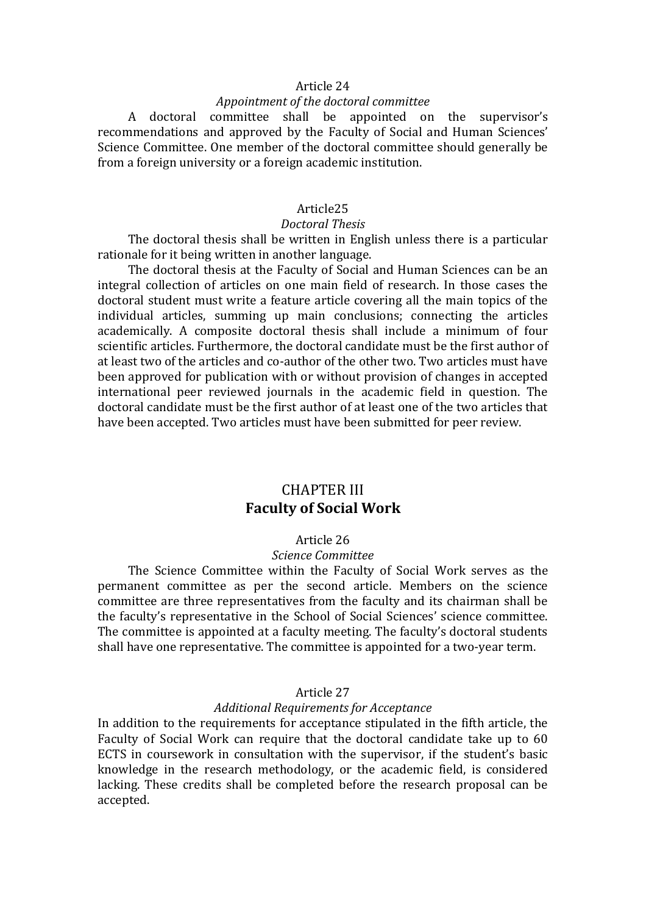Article 24

*Appointment of the doctoral committee*

A doctoral committee shall be appointed on the supervisor's recommendations and approved by the Faculty of Social and Human Sciences' Science Committee. One member of the doctoral committee should generally be from a foreign university or a foreign academic institution.

Article25

*Doctoral Thesis*

The doctoral thesis shall be written in English unless there is a particular rationale for it being written in another language.

The doctoral thesis at the Faculty of Social and Human Sciences can be an integral collection of articles on one main field of research. In those cases the doctoral student must write a feature article covering all the main topics of the individual articles, summing up main conclusions; connecting the articles academically. A composite doctoral thesis shall include a minimum of four scientific articles. Furthermore, the doctoral candidate must be the first author of at least two of the articles and co-author of the other two. Two articles must have been approved for publication with or without provision of changes in accepted international peer reviewed journals in the academic field in question. The doctoral candidate must be the first author of at least one of the two articles that have been accepted. Two articles must have been submitted for peer review.

## CHAPTER III
## Faculty of Social Work

Article 26

*Science Committee*

The Science Committee within the Faculty of Social Work serves as the permanent committee as per the second article. Members on the science committee are three representatives from the faculty and its chairman shall be the faculty's representative in the School of Social Sciences' science committee. The committee is appointed at a faculty meeting. The faculty's doctoral students shall have one representative. The committee is appointed for a two-year term.

Article 27

*Additional Requirements for Acceptance*

In addition to the requirements for acceptance stipulated in the fifth article, the Faculty of Social Work can require that the doctoral candidate take up to 60 ECTS in coursework in consultation with the supervisor, if the student's basic knowledge in the research methodology, or the academic field, is considered lacking. These credits shall be completed before the research proposal can be accepted.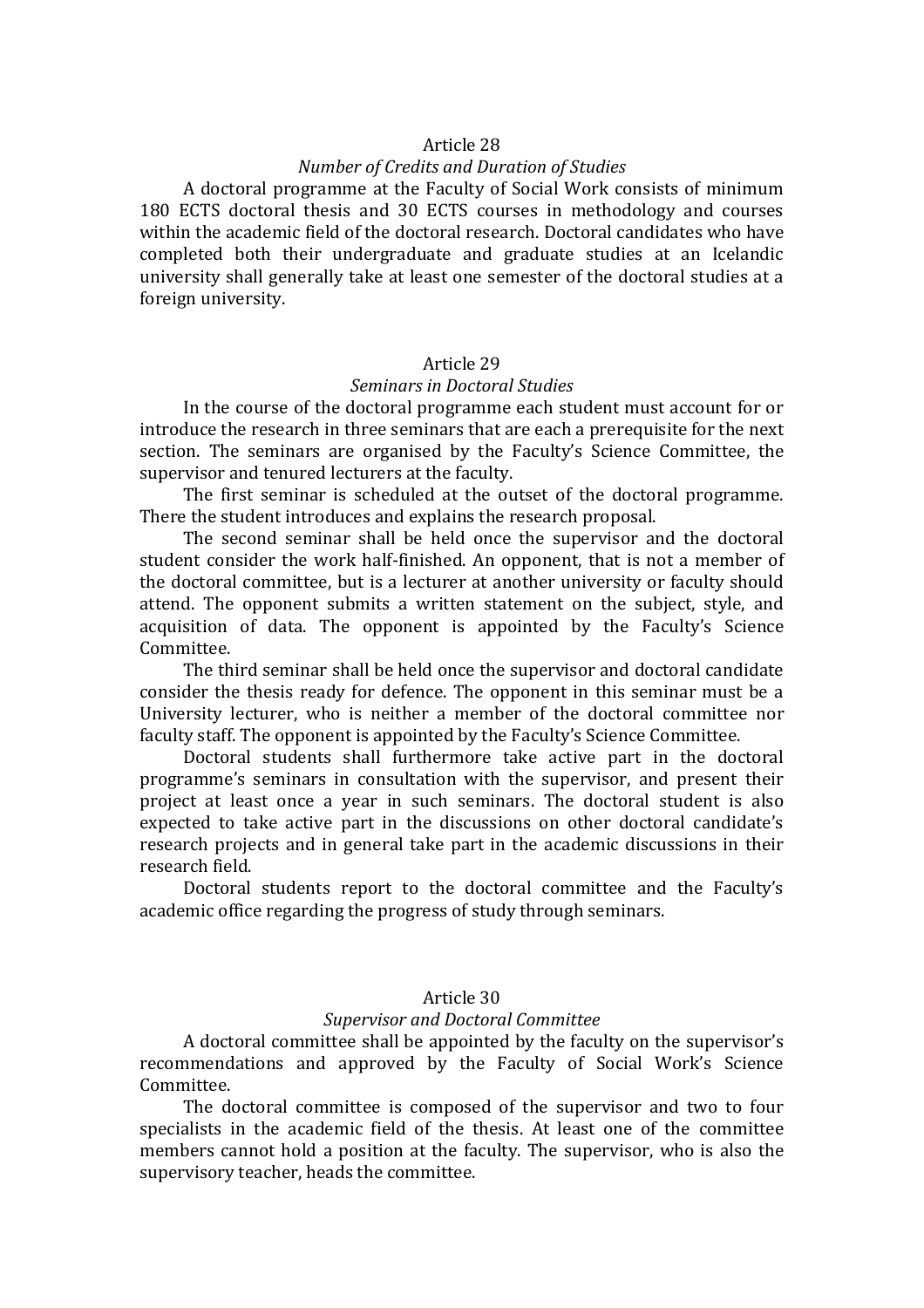## Article 28

### *Number of Credits and Duration of Studies*

A doctoral programme at the Faculty of Social Work consists of minimum 180 ECTS doctoral thesis and 30 ECTS courses in methodology and courses within the academic field of the doctoral research. Doctoral candidates who have completed both their undergraduate and graduate studies at an Icelandic university shall generally take at least one semester of the doctoral studies at a foreign university.

## Article 29

### *Seminars in Doctoral Studies*

In the course of the doctoral programme each student must account for or introduce the research in three seminars that are each a prerequisite for the next section. The seminars are organised by the Faculty's Science Committee, the supervisor and tenured lecturers at the faculty.

The first seminar is scheduled at the outset of the doctoral programme. There the student introduces and explains the research proposal.

The second seminar shall be held once the supervisor and the doctoral student consider the work half-finished. An opponent, that is not a member of the doctoral committee, but is a lecturer at another university or faculty should attend. The opponent submits a written statement on the subject, style, and acquisition of data. The opponent is appointed by the Faculty's Science Committee.

The third seminar shall be held once the supervisor and doctoral candidate consider the thesis ready for defence. The opponent in this seminar must be a University lecturer, who is neither a member of the doctoral committee nor faculty staff. The opponent is appointed by the Faculty's Science Committee.

Doctoral students shall furthermore take active part in the doctoral programme's seminars in consultation with the supervisor, and present their project at least once a year in such seminars. The doctoral student is also expected to take active part in the discussions on other doctoral candidate's research projects and in general take part in the academic discussions in their research field.

Doctoral students report to the doctoral committee and the Faculty's academic office regarding the progress of study through seminars.

## Article 30

### *Supervisor and Doctoral Committee*

A doctoral committee shall be appointed by the faculty on the supervisor's recommendations and approved by the Faculty of Social Work's Science Committee.

The doctoral committee is composed of the supervisor and two to four specialists in the academic field of the thesis. At least one of the committee members cannot hold a position at the faculty. The supervisor, who is also the supervisory teacher, heads the committee.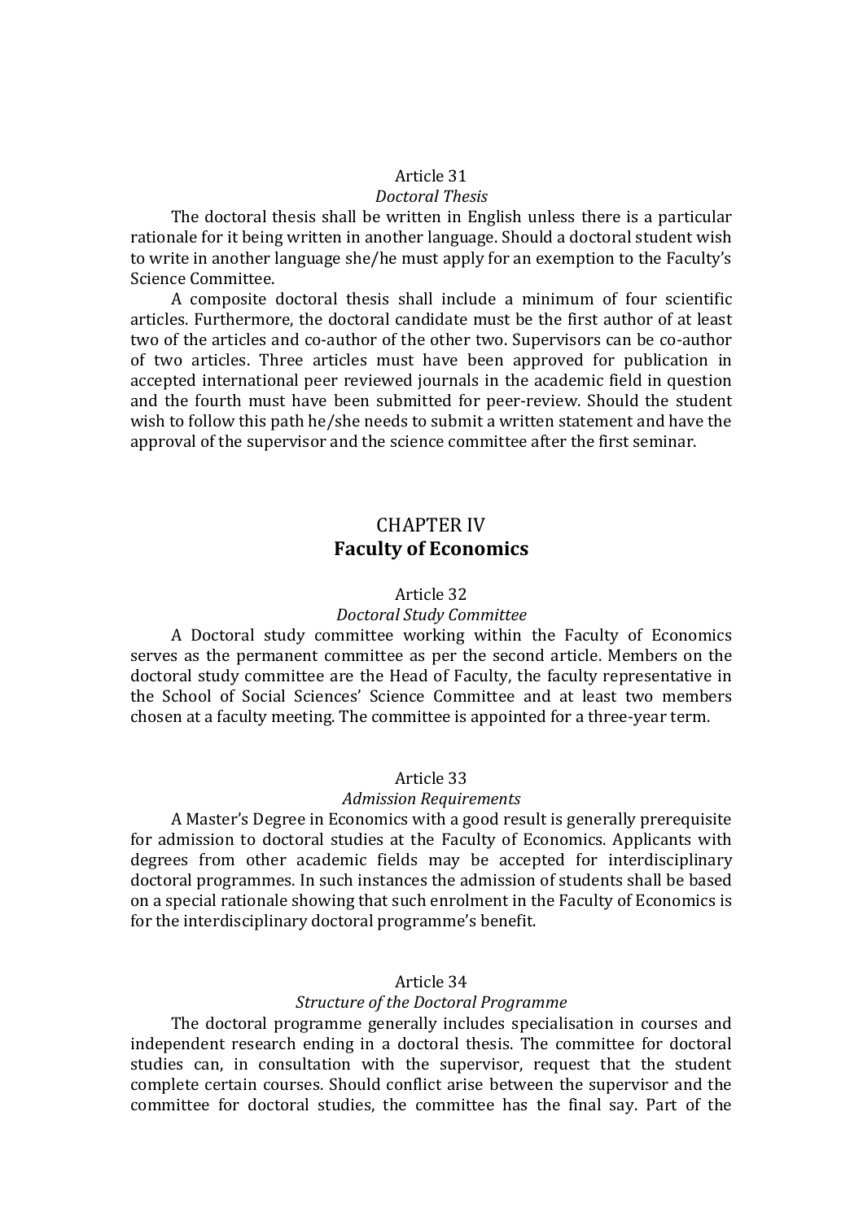### Article 31

*Doctoral Thesis*

The doctoral thesis shall be written in English unless there is a particular rationale for it being written in another language. Should a doctoral student wish to write in another language she/he must apply for an exemption to the Faculty's Science Committee.

A composite doctoral thesis shall include a minimum of four scientific articles. Furthermore, the doctoral candidate must be the first author of at least two of the articles and co-author of the other two. Supervisors can be co-author of two articles. Three articles must have been approved for publication in accepted international peer reviewed journals in the academic field in question and the fourth must have been submitted for peer-review. Should the student wish to follow this path he/she needs to submit a written statement and have the approval of the supervisor and the science committee after the first seminar.

## CHAPTER IV
## Faculty of Economics

### Article 32

*Doctoral Study Committee*

A Doctoral study committee working within the Faculty of Economics serves as the permanent committee as per the second article. Members on the doctoral study committee are the Head of Faculty, the faculty representative in the School of Social Sciences' Science Committee and at least two members chosen at a faculty meeting. The committee is appointed for a three-year term.

### Article 33

*Admission Requirements*

A Master's Degree in Economics with a good result is generally prerequisite for admission to doctoral studies at the Faculty of Economics. Applicants with degrees from other academic fields may be accepted for interdisciplinary doctoral programmes. In such instances the admission of students shall be based on a special rationale showing that such enrolment in the Faculty of Economics is for the interdisciplinary doctoral programme's benefit.

### Article 34

*Structure of the Doctoral Programme*

The doctoral programme generally includes specialisation in courses and independent research ending in a doctoral thesis. The committee for doctoral studies can, in consultation with the supervisor, request that the student complete certain courses. Should conflict arise between the supervisor and the committee for doctoral studies, the committee has the final say. Part of the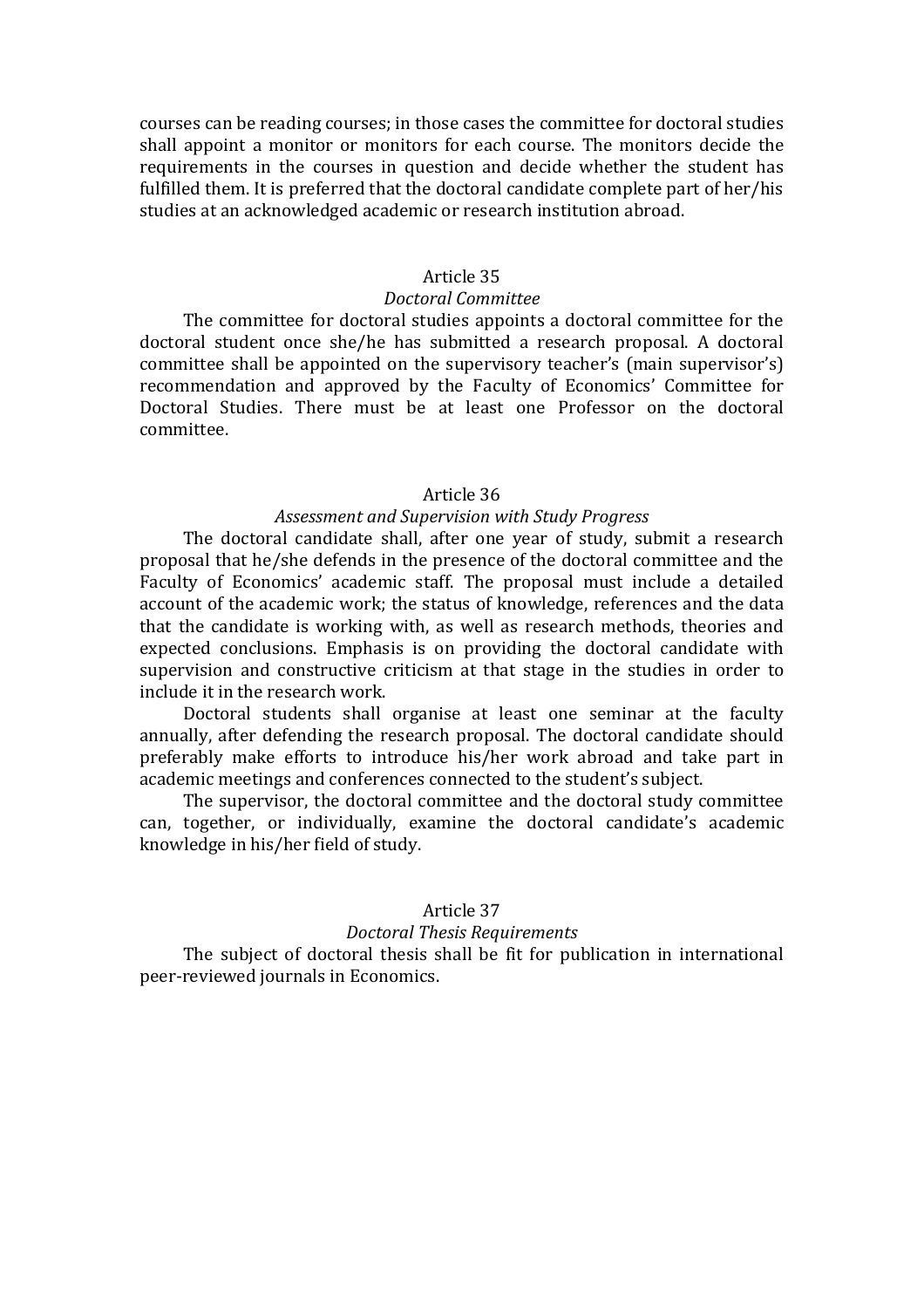courses can be reading courses; in those cases the committee for doctoral studies shall appoint a monitor or monitors for each course. The monitors decide the requirements in the courses in question and decide whether the student has fulfilled them. It is preferred that the doctoral candidate complete part of her/his studies at an acknowledged academic or research institution abroad.

## Article 35

*Doctoral Committee*

The committee for doctoral studies appoints a doctoral committee for the doctoral student once she/he has submitted a research proposal. A doctoral committee shall be appointed on the supervisory teacher's (main supervisor's) recommendation and approved by the Faculty of Economics' Committee for Doctoral Studies. There must be at least one Professor on the doctoral committee.

## Article 36

*Assessment and Supervision with Study Progress*

The doctoral candidate shall, after one year of study, submit a research proposal that he/she defends in the presence of the doctoral committee and the Faculty of Economics' academic staff. The proposal must include a detailed account of the academic work; the status of knowledge, references and the data that the candidate is working with, as well as research methods, theories and expected conclusions. Emphasis is on providing the doctoral candidate with supervision and constructive criticism at that stage in the studies in order to include it in the research work.

Doctoral students shall organise at least one seminar at the faculty annually, after defending the research proposal. The doctoral candidate should preferably make efforts to introduce his/her work abroad and take part in academic meetings and conferences connected to the student's subject.

The supervisor, the doctoral committee and the doctoral study committee can, together, or individually, examine the doctoral candidate's academic knowledge in his/her field of study.

## Article 37

*Doctoral Thesis Requirements*

The subject of doctoral thesis shall be fit for publication in international peer-reviewed journals in Economics.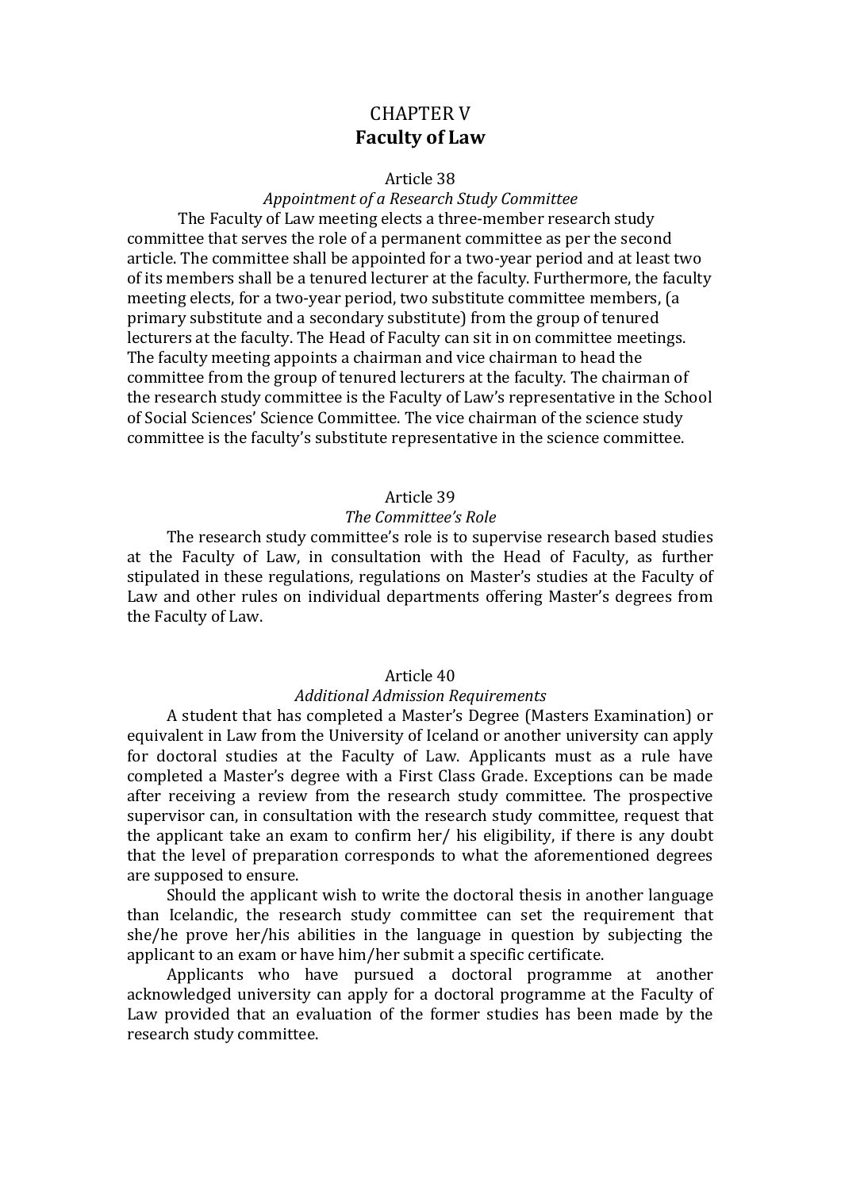# CHAPTER V
## Faculty of Law

### Article 38
*Appointment of a Research Study Committee*

The Faculty of Law meeting elects a three-member research study committee that serves the role of a permanent committee as per the second article. The committee shall be appointed for a two-year period and at least two of its members shall be a tenured lecturer at the faculty. Furthermore, the faculty meeting elects, for a two-year period, two substitute committee members, (a primary substitute and a secondary substitute) from the group of tenured lecturers at the faculty. The Head of Faculty can sit in on committee meetings. The faculty meeting appoints a chairman and vice chairman to head the committee from the group of tenured lecturers at the faculty. The chairman of the research study committee is the Faculty of Law's representative in the School of Social Sciences' Science Committee. The vice chairman of the science study committee is the faculty's substitute representative in the science committee.

### Article 39
*The Committee's Role*

The research study committee's role is to supervise research based studies at the Faculty of Law, in consultation with the Head of Faculty, as further stipulated in these regulations, regulations on Master's studies at the Faculty of Law and other rules on individual departments offering Master's degrees from the Faculty of Law.

### Article 40
*Additional Admission Requirements*

A student that has completed a Master's Degree (Masters Examination) or equivalent in Law from the University of Iceland or another university can apply for doctoral studies at the Faculty of Law. Applicants must as a rule have completed a Master's degree with a First Class Grade. Exceptions can be made after receiving a review from the research study committee. The prospective supervisor can, in consultation with the research study committee, request that the applicant take an exam to confirm her/ his eligibility, if there is any doubt that the level of preparation corresponds to what the aforementioned degrees are supposed to ensure.

Should the applicant wish to write the doctoral thesis in another language than Icelandic, the research study committee can set the requirement that she/he prove her/his abilities in the language in question by subjecting the applicant to an exam or have him/her submit a specific certificate.

Applicants who have pursued a doctoral programme at another acknowledged university can apply for a doctoral programme at the Faculty of Law provided that an evaluation of the former studies has been made by the research study committee.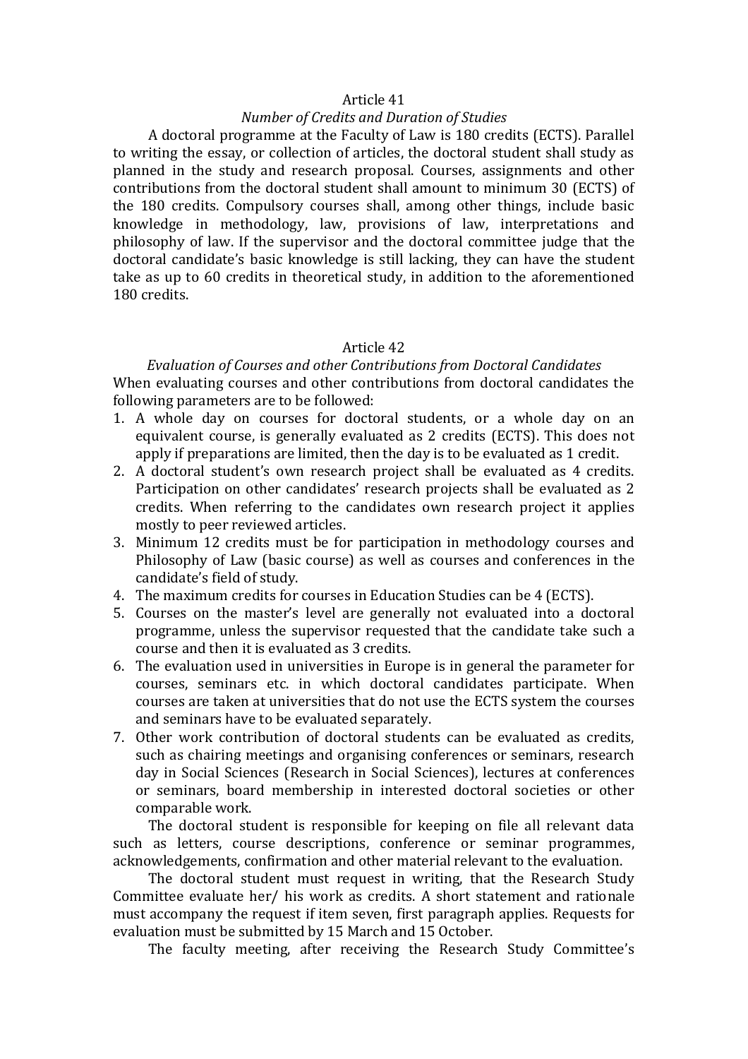## Article 41

### *Number of Credits and Duration of Studies*

A doctoral programme at the Faculty of Law is 180 credits (ECTS). Parallel to writing the essay, or collection of articles, the doctoral student shall study as planned in the study and research proposal. Courses, assignments and other contributions from the doctoral student shall amount to minimum 30 (ECTS) of the 180 credits. Compulsory courses shall, among other things, include basic knowledge in methodology, law, provisions of law, interpretations and philosophy of law. If the supervisor and the doctoral committee judge that the doctoral candidate's basic knowledge is still lacking, they can have the student take as up to 60 credits in theoretical study, in addition to the aforementioned 180 credits.

## Article 42

### *Evaluation of Courses and other Contributions from Doctoral Candidates*

When evaluating courses and other contributions from doctoral candidates the following parameters are to be followed:

1. A whole day on courses for doctoral students, or a whole day on an equivalent course, is generally evaluated as 2 credits (ECTS). This does not apply if preparations are limited, then the day is to be evaluated as 1 credit.
2. A doctoral student's own research project shall be evaluated as 4 credits. Participation on other candidates' research projects shall be evaluated as 2 credits. When referring to the candidates own research project it applies mostly to peer reviewed articles.
3. Minimum 12 credits must be for participation in methodology courses and Philosophy of Law (basic course) as well as courses and conferences in the candidate's field of study.
4. The maximum credits for courses in Education Studies can be 4 (ECTS).
5. Courses on the master's level are generally not evaluated into a doctoral programme, unless the supervisor requested that the candidate take such a course and then it is evaluated as 3 credits.
6. The evaluation used in universities in Europe is in general the parameter for courses, seminars etc. in which doctoral candidates participate. When courses are taken at universities that do not use the ECTS system the courses and seminars have to be evaluated separately.
7. Other work contribution of doctoral students can be evaluated as credits, such as chairing meetings and organising conferences or seminars, research day in Social Sciences (Research in Social Sciences), lectures at conferences or seminars, board membership in interested doctoral societies or other comparable work.

The doctoral student is responsible for keeping on file all relevant data such as letters, course descriptions, conference or seminar programmes, acknowledgements, confirmation and other material relevant to the evaluation.

The doctoral student must request in writing, that the Research Study Committee evaluate her/ his work as credits. A short statement and rationale must accompany the request if item seven, first paragraph applies. Requests for evaluation must be submitted by 15 March and 15 October.

The faculty meeting, after receiving the Research Study Committee's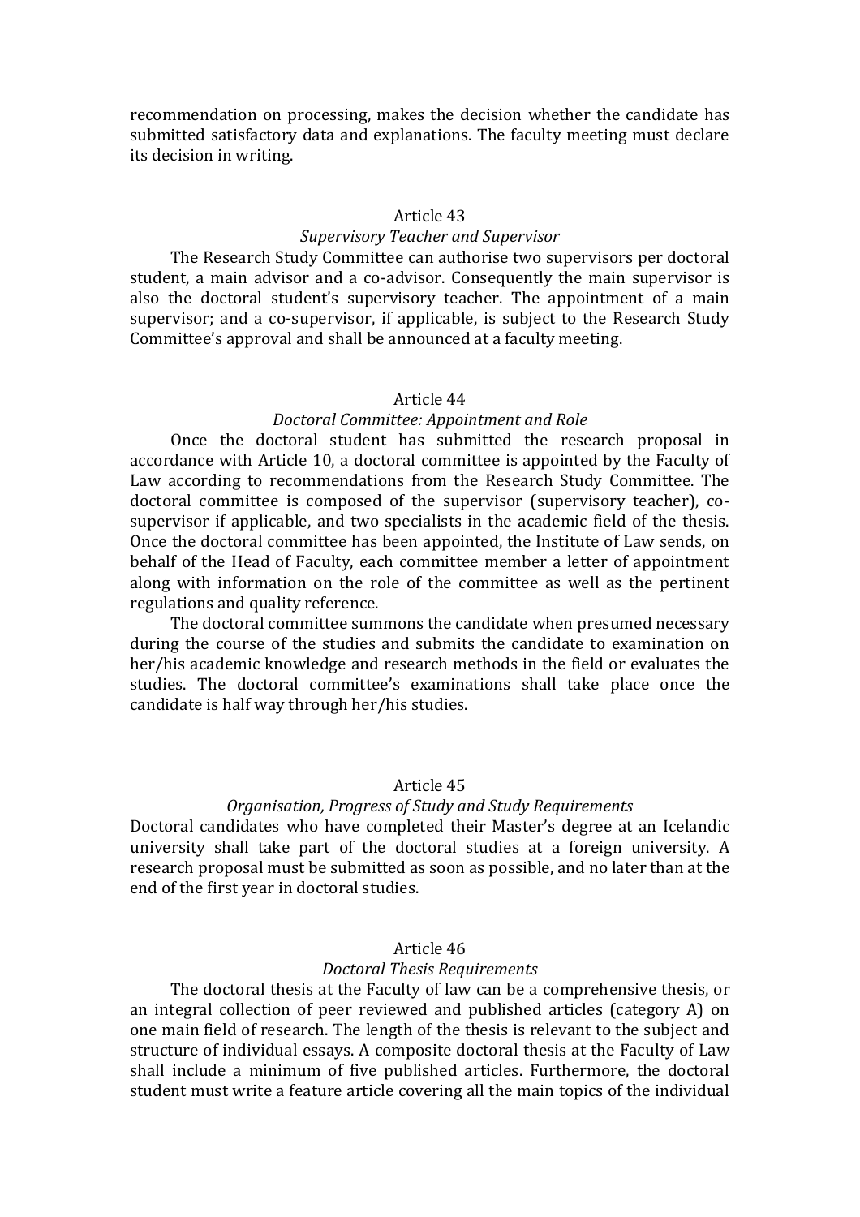recommendation on processing, makes the decision whether the candidate has submitted satisfactory data and explanations. The faculty meeting must declare its decision in writing.

### Article 43

*Supervisory Teacher and Supervisor*

The Research Study Committee can authorise two supervisors per doctoral student, a main advisor and a co-advisor. Consequently the main supervisor is also the doctoral student's supervisory teacher. The appointment of a main supervisor; and a co-supervisor, if applicable, is subject to the Research Study Committee's approval and shall be announced at a faculty meeting.

### Article 44

*Doctoral Committee: Appointment and Role*

Once the doctoral student has submitted the research proposal in accordance with Article 10, a doctoral committee is appointed by the Faculty of Law according to recommendations from the Research Study Committee. The doctoral committee is composed of the supervisor (supervisory teacher), co-supervisor if applicable, and two specialists in the academic field of the thesis. Once the doctoral committee has been appointed, the Institute of Law sends, on behalf of the Head of Faculty, each committee member a letter of appointment along with information on the role of the committee as well as the pertinent regulations and quality reference.

The doctoral committee summons the candidate when presumed necessary during the course of the studies and submits the candidate to examination on her/his academic knowledge and research methods in the field or evaluates the studies. The doctoral committee's examinations shall take place once the candidate is half way through her/his studies.

### Article 45

*Organisation, Progress of Study and Study Requirements*

Doctoral candidates who have completed their Master's degree at an Icelandic university shall take part of the doctoral studies at a foreign university. A research proposal must be submitted as soon as possible, and no later than at the end of the first year in doctoral studies.

### Article 46

*Doctoral Thesis Requirements*

The doctoral thesis at the Faculty of law can be a comprehensive thesis, or an integral collection of peer reviewed and published articles (category A) on one main field of research. The length of the thesis is relevant to the subject and structure of individual essays. A composite doctoral thesis at the Faculty of Law shall include a minimum of five published articles. Furthermore, the doctoral student must write a feature article covering all the main topics of the individual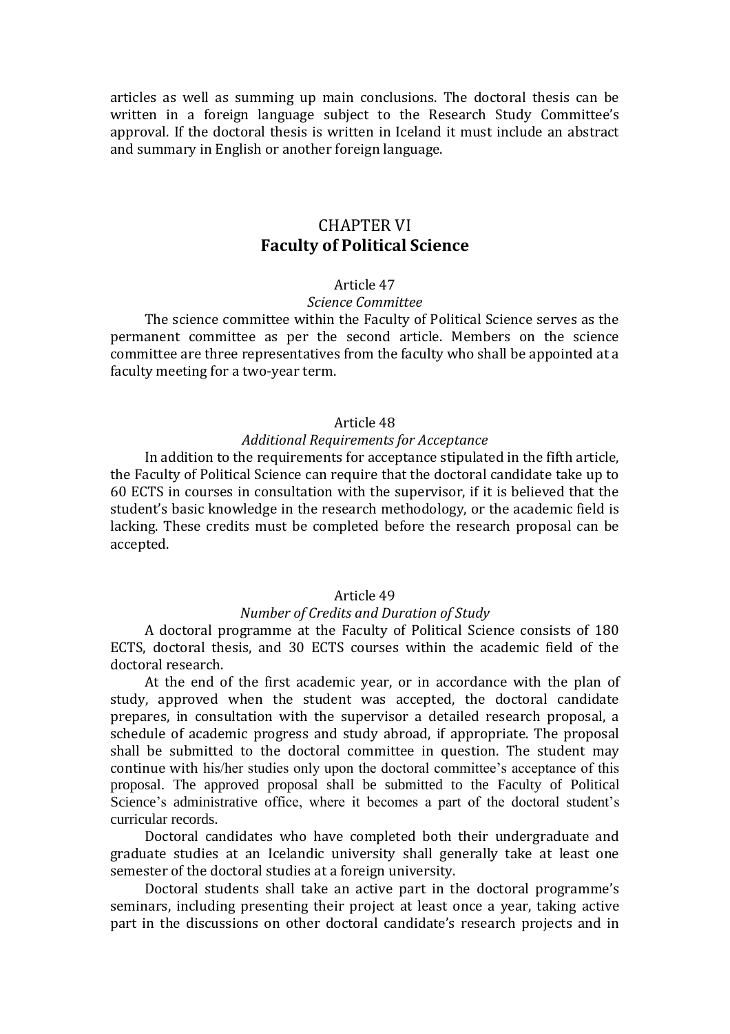articles as well as summing up main conclusions. The doctoral thesis can be written in a foreign language subject to the Research Study Committee's approval. If the doctoral thesis is written in Iceland it must include an abstract and summary in English or another foreign language.

## CHAPTER VI
## **Faculty of Political Science**

### Article 47
*Science Committee*

The science committee within the Faculty of Political Science serves as the permanent committee as per the second article. Members on the science committee are three representatives from the faculty who shall be appointed at a faculty meeting for a two-year term.

### Article 48
*Additional Requirements for Acceptance*

In addition to the requirements for acceptance stipulated in the fifth article, the Faculty of Political Science can require that the doctoral candidate take up to 60 ECTS in courses in consultation with the supervisor, if it is believed that the student's basic knowledge in the research methodology, or the academic field is lacking. These credits must be completed before the research proposal can be accepted.

### Article 49
*Number of Credits and Duration of Study*

A doctoral programme at the Faculty of Political Science consists of 180 ECTS, doctoral thesis, and 30 ECTS courses within the academic field of the doctoral research.

At the end of the first academic year, or in accordance with the plan of study, approved when the student was accepted, the doctoral candidate prepares, in consultation with the supervisor a detailed research proposal, a schedule of academic progress and study abroad, if appropriate. The proposal shall be submitted to the doctoral committee in question. The student may continue with his/her studies only upon the doctoral committee's acceptance of this proposal. The approved proposal shall be submitted to the Faculty of Political Science's administrative office, where it becomes a part of the doctoral student's curricular records.

Doctoral candidates who have completed both their undergraduate and graduate studies at an Icelandic university shall generally take at least one semester of the doctoral studies at a foreign university.

Doctoral students shall take an active part in the doctoral programme's seminars, including presenting their project at least once a year, taking active part in the discussions on other doctoral candidate's research projects and in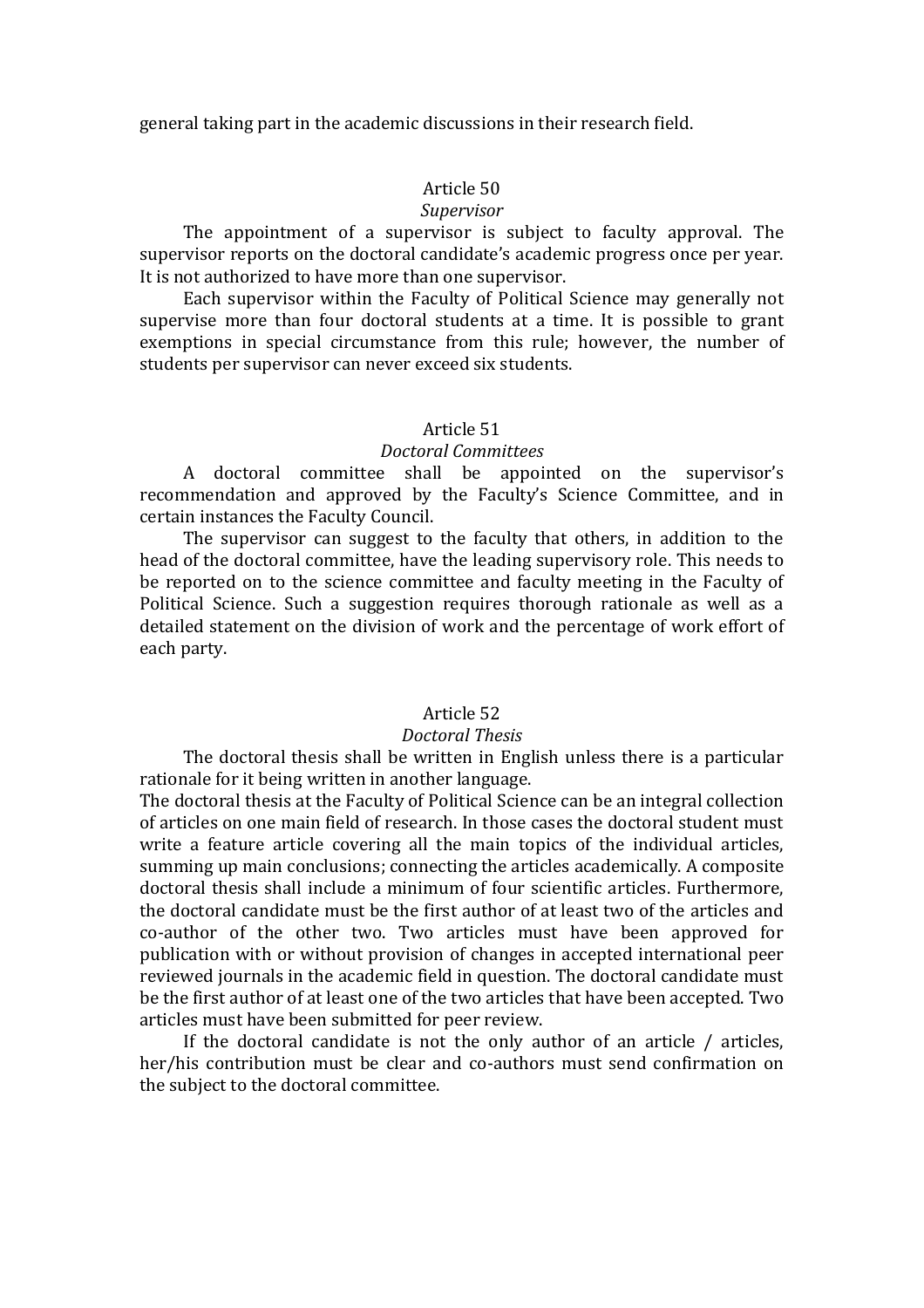general taking part in the academic discussions in their research field.

## Article 50

*Supervisor*

The appointment of a supervisor is subject to faculty approval. The supervisor reports on the doctoral candidate's academic progress once per year. It is not authorized to have more than one supervisor.

Each supervisor within the Faculty of Political Science may generally not supervise more than four doctoral students at a time. It is possible to grant exemptions in special circumstance from this rule; however, the number of students per supervisor can never exceed six students.

## Article 51

*Doctoral Committees*

A doctoral committee shall be appointed on the supervisor's recommendation and approved by the Faculty's Science Committee, and in certain instances the Faculty Council.

The supervisor can suggest to the faculty that others, in addition to the head of the doctoral committee, have the leading supervisory role. This needs to be reported on to the science committee and faculty meeting in the Faculty of Political Science. Such a suggestion requires thorough rationale as well as a detailed statement on the division of work and the percentage of work effort of each party.

## Article 52

*Doctoral Thesis*

The doctoral thesis shall be written in English unless there is a particular rationale for it being written in another language.

The doctoral thesis at the Faculty of Political Science can be an integral collection of articles on one main field of research. In those cases the doctoral student must write a feature article covering all the main topics of the individual articles, summing up main conclusions; connecting the articles academically. A composite doctoral thesis shall include a minimum of four scientific articles. Furthermore, the doctoral candidate must be the first author of at least two of the articles and co-author of the other two. Two articles must have been approved for publication with or without provision of changes in accepted international peer reviewed journals in the academic field in question. The doctoral candidate must be the first author of at least one of the two articles that have been accepted. Two articles must have been submitted for peer review.

If the doctoral candidate is not the only author of an article / articles, her/his contribution must be clear and co-authors must send confirmation on the subject to the doctoral committee.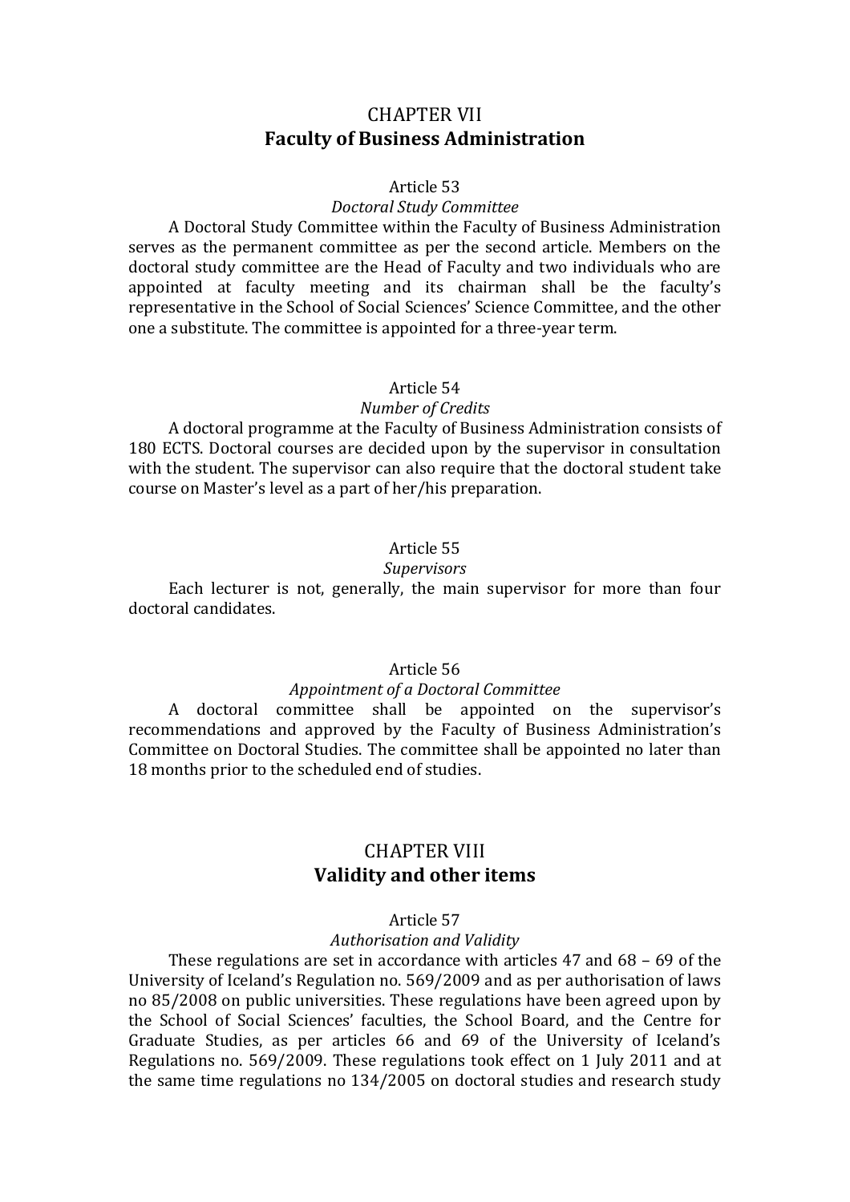## CHAPTER VII
## Faculty of Business Administration

### Article 53
*Doctoral Study Committee*

A Doctoral Study Committee within the Faculty of Business Administration serves as the permanent committee as per the second article. Members on the doctoral study committee are the Head of Faculty and two individuals who are appointed at faculty meeting and its chairman shall be the faculty's representative in the School of Social Sciences' Science Committee, and the other one a substitute. The committee is appointed for a three-year term.

### Article 54
*Number of Credits*

A doctoral programme at the Faculty of Business Administration consists of 180 ECTS. Doctoral courses are decided upon by the supervisor in consultation with the student. The supervisor can also require that the doctoral student take course on Master's level as a part of her/his preparation.

### Article 55
*Supervisors*

Each lecturer is not, generally, the main supervisor for more than four doctoral candidates.

### Article 56
*Appointment of a Doctoral Committee*

A doctoral committee shall be appointed on the supervisor's recommendations and approved by the Faculty of Business Administration's Committee on Doctoral Studies. The committee shall be appointed no later than 18 months prior to the scheduled end of studies.

## CHAPTER VIII
## Validity and other items

### Article 57
*Authorisation and Validity*

These regulations are set in accordance with articles 47 and 68 – 69 of the University of Iceland's Regulation no. 569/2009 and as per authorisation of laws no 85/2008 on public universities. These regulations have been agreed upon by the School of Social Sciences' faculties, the School Board, and the Centre for Graduate Studies, as per articles 66 and 69 of the University of Iceland's Regulations no. 569/2009. These regulations took effect on 1 July 2011 and at the same time regulations no 134/2005 on doctoral studies and research study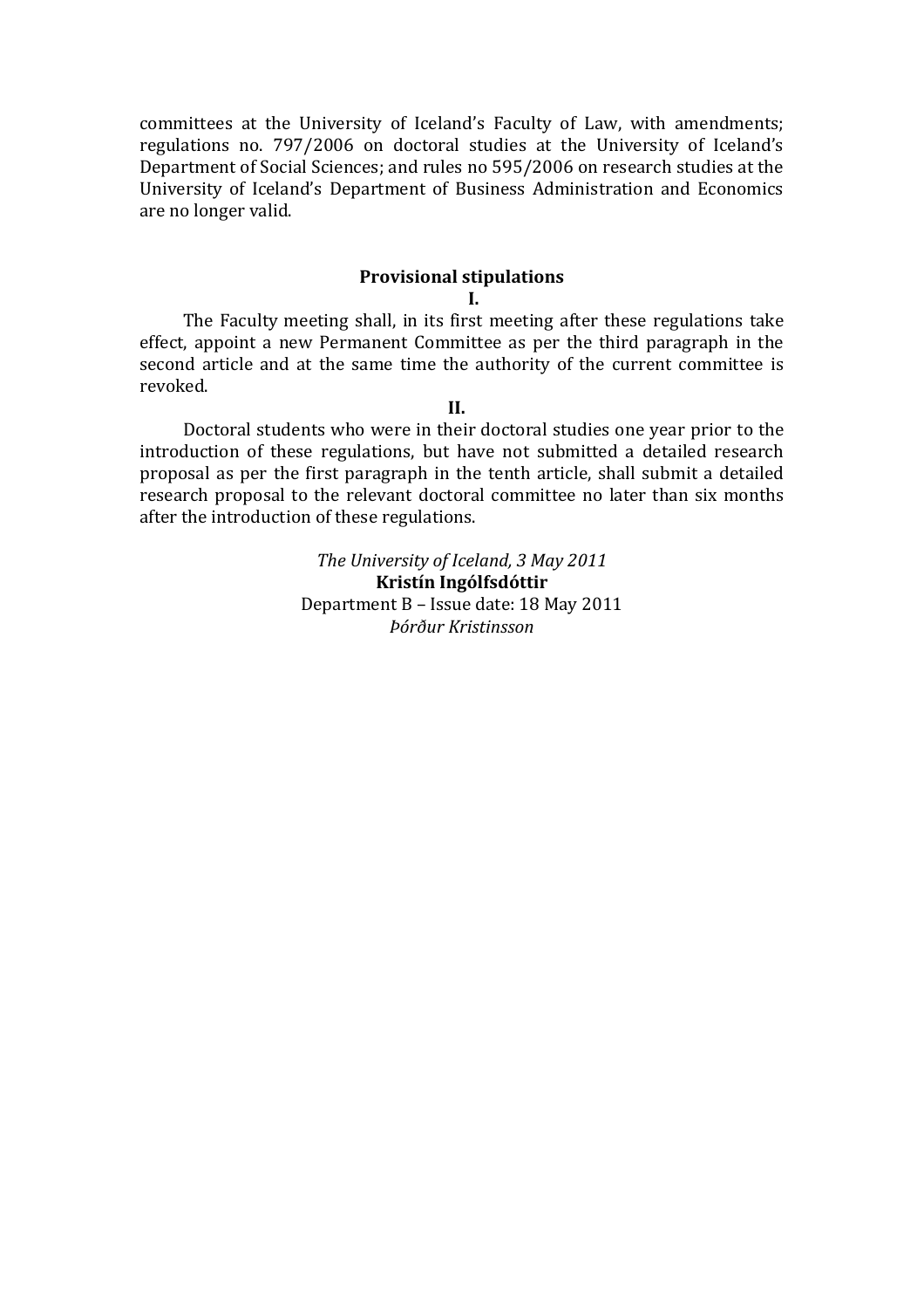committees at the University of Iceland's Faculty of Law, with amendments; regulations no. 797/2006 on doctoral studies at the University of Iceland's Department of Social Sciences; and rules no 595/2006 on research studies at the University of Iceland's Department of Business Administration and Economics are no longer valid.

## Provisional stipulations

**I.**

The Faculty meeting shall, in its first meeting after these regulations take effect, appoint a new Permanent Committee as per the third paragraph in the second article and at the same time the authority of the current committee is revoked.

**II.**

Doctoral students who were in their doctoral studies one year prior to the introduction of these regulations, but have not submitted a detailed research proposal as per the first paragraph in the tenth article, shall submit a detailed research proposal to the relevant doctoral committee no later than six months after the introduction of these regulations.

*The University of Iceland, 3 May 2011*
**Kristín Ingólfsdóttir**
Department B – Issue date: 18 May 2011
*Þórður Kristinsson*